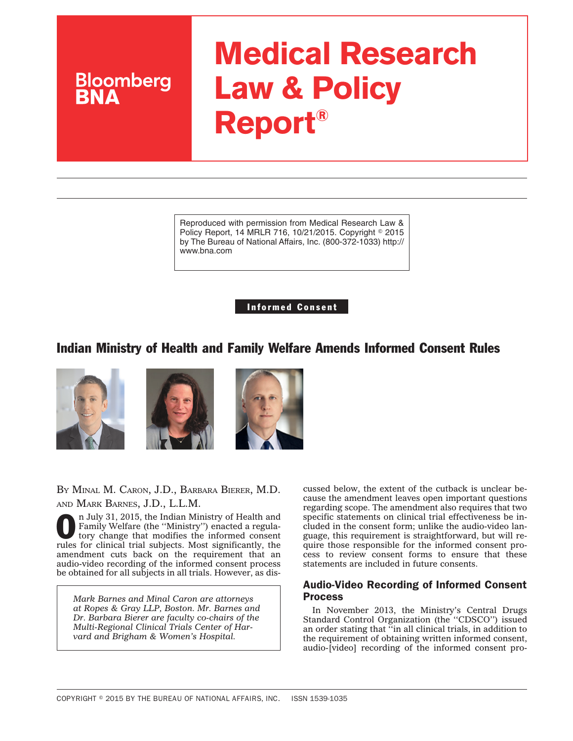# Bloomberg BNA

# Medical Research Law & Policy Report®

Reproduced with permission from Medical Research Law & Policy Report, 14 MRLR 716, 10/21/2015. Copyright © 2015 by The Bureau of National Affairs, Inc. (800-372-1033) http://www.bna.com

**Informed Consent**

## Indian Ministry of Health and Family Welfare Amends Informed Consent Rules

BY MINAL M. CARON, J.D., BARBARA BIERER, M.D. AND MARK BARNES, J.D., L.L.M.

On July 31, 2015, the Indian Ministry of Health and Family Welfare (the ''Ministry'') enacted a regulatory change that modifies the informed consent rules for clinical trial subjects. Most significantly, the amendment cuts back on the requirement that an audio-video recording of the informed consent process be obtained for all subjects in all trials. However, as discussed below, the extent of the cutback is unclear because the amendment leaves open important questions regarding scope. The amendment also requires that two specific statements on clinical trial effectiveness be included in the consent form; unlike the audio-video language, this requirement is straightforward, but will require those responsible for the informed consent process to review consent forms to ensure that these statements are included in future consents.

*Mark Barnes and Minal Caron are attorneys at Ropes & Gray LLP, Boston. Mr. Barnes and Dr. Barbara Bierer are faculty co-chairs of the Multi-Regional Clinical Trials Center of Harvard and Brigham & Women's Hospital.*

### Audio-Video Recording of Informed Consent Process

In November 2013, the Ministry's Central Drugs Standard Control Organization (the ''CDSCO'') issued an order stating that ''in all clinical trials, in addition to the requirement of obtaining written informed consent, audio-[video] recording of the informed consent pro-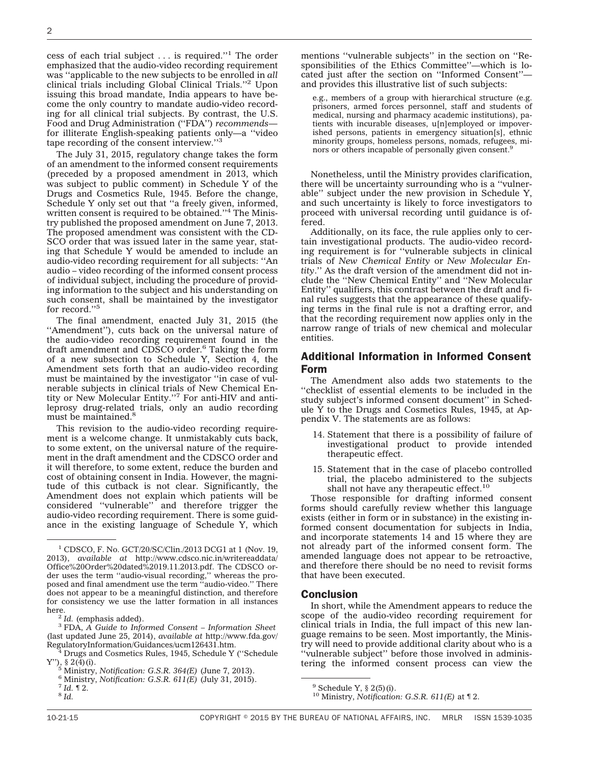cess of each trial subject . . . is required.''[1] The order emphasized that the audio-video recording requirement was ''applicable to the new subjects to be enrolled in *all* clinical trials including Global Clinical Trials.''[2] Upon issuing this broad mandate, India appears to have become the only country to mandate audio-video recording for all clinical trial subjects. By contrast, the U.S. Food and Drug Administration (''FDA'') *recommends*—for illiterate English-speaking patients only—a ''video tape recording of the consent interview.''[3]

The July 31, 2015, regulatory change takes the form of an amendment to the informed consent requirements (preceded by a proposed amendment in 2013, which was subject to public comment) in Schedule Y of the Drugs and Cosmetics Rule, 1945. Before the change, Schedule Y only set out that ''a freely given, informed, written consent is required to be obtained.''[4] The Ministry published the proposed amendment on June 7, 2013. The proposed amendment was consistent with the CDSCO order that was issued later in the same year, stating that Schedule Y would be amended to include an audio-video recording requirement for all subjects: ''An audio – video recording of the informed consent process of individual subject, including the procedure of providing information to the subject and his understanding on such consent, shall be maintained by the investigator for record.''[5]

The final amendment, enacted July 31, 2015 (the ''Amendment''), cuts back on the universal nature of the audio-video recording requirement found in the draft amendment and CDSCO order.[6] Taking the form of a new subsection to Schedule Y, Section 4, the Amendment sets forth that an audio-video recording must be maintained by the investigator ''in case of vulnerable subjects in clinical trials of New Chemical Entity or New Molecular Entity.''[7] For anti-HIV and anti-leprosy drug-related trials, only an audio recording must be maintained.[8]

This revision to the audio-video recording requirement is a welcome change. It unmistakably cuts back, to some extent, on the universal nature of the requirement in the draft amendment and the CDSCO order and it will therefore, to some extent, reduce the burden and cost of obtaining consent in India. However, the magnitude of this cutback is not clear. Significantly, the Amendment does not explain which patients will be considered ''vulnerable'' and therefore trigger the audio-video recording requirement. There is some guidance in the existing language of Schedule Y, which mentions ''vulnerable subjects'' in the section on ''Responsibilities of the Ethics Committee''—which is located just after the section on ''Informed Consent''—and provides this illustrative list of such subjects:

> e.g., members of a group with hierarchical structure (e.g. prisoners, armed forces personnel, staff and students of medical, nursing and pharmacy academic institutions), patients with incurable diseases, u[n]employed or impoverished persons, patients in emergency situation[s], ethnic minority groups, homeless persons, nomads, refugees, minors or others incapable of personally given consent.[9]

Nonetheless, until the Ministry provides clarification, there will be uncertainty surrounding who is a ''vulnerable'' subject under the new provision in Schedule Y, and such uncertainty is likely to force investigators to proceed with universal recording until guidance is offered.

Additionally, on its face, the rule applies only to certain investigational products. The audio-video recording requirement is for ''vulnerable subjects in clinical trials of *New Chemical Entity* or *New Molecular Entity*.'' As the draft version of the amendment did not include the ''New Chemical Entity'' and ''New Molecular Entity'' qualifiers, this contrast between the draft and final rules suggests that the appearance of these qualifying terms in the final rule is not a drafting error, and that the recording requirement now applies only in the narrow range of trials of new chemical and molecular entities.

## Additional Information in Informed Consent Form

The Amendment also adds two statements to the ''checklist of essential elements to be included in the study subject's informed consent document'' in Schedule Y to the Drugs and Cosmetics Rules, 1945, at Appendix V. The statements are as follows:

14. Statement that there is a possibility of failure of investigational product to provide intended therapeutic effect.
15. Statement that in the case of placebo controlled trial, the placebo administered to the subjects shall not have any therapeutic effect.[10]

Those responsible for drafting informed consent forms should carefully review whether this language exists (either in form or in substance) in the existing informed consent documentation for subjects in India, and incorporate statements 14 and 15 where they are not already part of the informed consent form. The amended language does not appear to be retroactive, and therefore there should be no need to revisit forms that have been executed.

## Conclusion

In short, while the Amendment appears to reduce the scope of the audio-video recording requirement for clinical trials in India, the full impact of this new language remains to be seen. Most importantly, the Ministry will need to provide additional clarity about who is a ''vulnerable subject'' before those involved in administering the informed consent process can view the

---

[1] CDSCO, F. No. GCT/20/SC/Clin./2013 DCG1 at 1 (Nov. 19, 2013), *available at* http://www.cdsco.nic.in/writereaddata/Office%20Order%20dated%2019.11.2013.pdf. The CDSCO order uses the term ''audio-visual recording,'' whereas the proposed and final amendment use the term ''audio-video.'' There does not appear to be a meaningful distinction, and therefore for consistency we use the latter formation in all instances here.

[2] *Id.* (emphasis added).

[3] FDA, *A Guide to Informed Consent – Information Sheet* (last updated June 25, 2014), *available at* http://www.fda.gov/RegulatoryInformation/Guidances/ucm126431.htm.

[4] Drugs and Cosmetics Rules, 1945, Schedule Y (''Schedule Y''), § 2(4)(i).

[5] Ministry, *Notification: G.S.R. 364(E)* (June 7, 2013).

[6] Ministry, *Notification: G.S.R. 611(E)* (July 31, 2015).

[7] *Id.* ¶ 2.

[8] *Id.*

[9] Schedule Y, § 2(5)(i).

[10] Ministry, *Notification: G.S.R. 611(E)* at ¶ 2.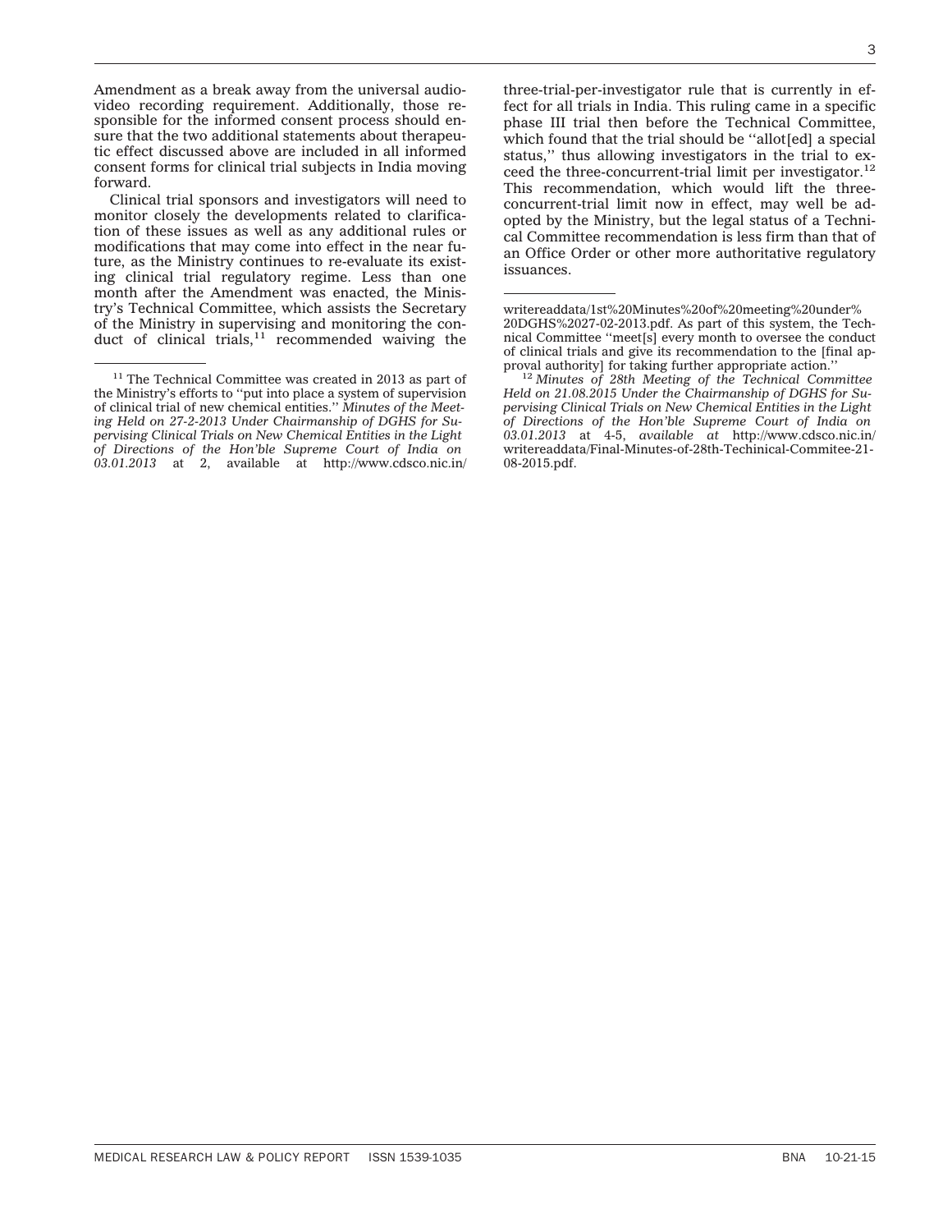Amendment as a break away from the universal audio-video recording requirement. Additionally, those responsible for the informed consent process should ensure that the two additional statements about therapeutic effect discussed above are included in all informed consent forms for clinical trial subjects in India moving forward.

Clinical trial sponsors and investigators will need to monitor closely the developments related to clarification of these issues as well as any additional rules or modifications that may come into effect in the near future, as the Ministry continues to re-evaluate its existing clinical trial regulatory regime. Less than one month after the Amendment was enacted, the Ministry's Technical Committee, which assists the Secretary of the Ministry in supervising and monitoring the conduct of clinical trials,[11] recommended waiving the three-trial-per-investigator rule that is currently in effect for all trials in India. This ruling came in a specific phase III trial then before the Technical Committee, which found that the trial should be ''allot[ed] a special status,'' thus allowing investigators in the trial to exceed the three-concurrent-trial limit per investigator.[12] This recommendation, which would lift the three-concurrent-trial limit now in effect, may well be adopted by the Ministry, but the legal status of a Technical Committee recommendation is less firm than that of an Office Order or other more authoritative regulatory issuances.

---

[11] The Technical Committee was created in 2013 as part of the Ministry's efforts to ''put into place a system of supervision of clinical trial of new chemical entities.'' *Minutes of the Meeting Held on 27-2-2013 Under Chairmanship of DGHS for Supervising Clinical Trials on New Chemical Entities in the Light of Directions of the Hon'ble Supreme Court of India on 03.01.2013* at 2, available at http://www.cdsco.nic.in/writereaddata/1st%20Minutes%20of%20meeting%20under%20DGHS%2027-02-2013.pdf. As part of this system, the Technical Committee ''meet[s] every month to oversee the conduct of clinical trials and give its recommendation to the [final approval authority] for taking further appropriate action.''

[12] *Minutes of 28th Meeting of the Technical Committee Held on 21.08.2015 Under the Chairmanship of DGHS for Supervising Clinical Trials on New Chemical Entities in the Light of Directions of the Hon'ble Supreme Court of India on 03.01.2013* at 4-5, *available at* http://www.cdsco.nic.in/writereaddata/Final-Minutes-of-28th-Techinical-Commitee-21-08-2015.pdf.